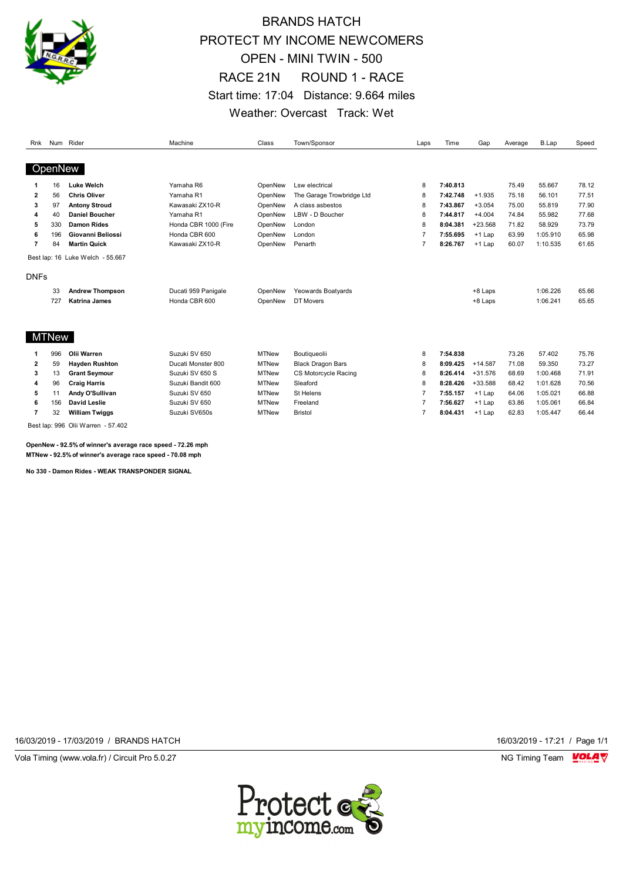# BRANDS HATCH
# PROTECT MY INCOME NEWCOMERS
# OPEN - MINI TWIN - 500
# RACE 21N ROUND 1 - RACE

Start time: 17:04 Distance: 9.664 miles

Weather: Overcast Track: Wet

| Rnk | Num | Rider | Machine | Class | Town/Sponsor | Laps | Time | Gap | Average | B.Lap | Speed |
|---|---|---|---|---|---|---|---|---|---|---|---|
| **OpenNew** | | | | | | | | | | | |
| 1 | 16 | **Luke Welch** | Yamaha R6 | OpenNew | Lsw electrical | 8 | **7:40.813** | | 75.49 | 55.667 | 78.12 |
| 2 | 56 | **Chris Oliver** | Yamaha R1 | OpenNew | The Garage Trowbridge Ltd | 8 | **7:42.748** | +1.935 | 75.18 | 56.101 | 77.51 |
| 3 | 97 | **Antony Stroud** | Kawasaki ZX10-R | OpenNew | A class asbestos | 8 | **7:43.867** | +3.054 | 75.00 | 55.819 | 77.90 |
| 4 | 40 | **Daniel Boucher** | Yamaha R1 | OpenNew | LBW - D Boucher | 8 | **7:44.817** | +4.004 | 74.84 | 55.982 | 77.68 |
| 5 | 330 | **Damon Rides** | Honda CBR 1000 (Fire | OpenNew | London | 8 | **8:04.381** | +23.568 | 71.82 | 58.929 | 73.79 |
| 6 | 196 | **Giovanni Beliossi** | Honda CBR 600 | OpenNew | London | 7 | **7:55.695** | +1 Lap | 63.99 | 1:05.910 | 65.98 |
| 7 | 84 | **Martin Quick** | Kawasaki ZX10-R | OpenNew | Penarth | 7 | **8:26.767** | +1 Lap | 60.07 | 1:10.535 | 61.65 |

Best lap: 16 Luke Welch - 55.667

**DNFs**

| Rnk | Num | Rider | Machine | Class | Town/Sponsor | Laps | Time | Gap | Average | B.Lap | Speed |
|---|---|---|---|---|---|---|---|---|---|---|---|
| | 33 | **Andrew Thompson** | Ducati 959 Panigale | OpenNew | Yeowards Boatyards | | | +8 Laps | | 1:06.226 | 65.66 |
| | 727 | **Katrina James** | Honda CBR 600 | OpenNew | DT Movers | | | +8 Laps | | 1:06.241 | 65.65 |

| Rnk | Num | Rider | Machine | Class | Town/Sponsor | Laps | Time | Gap | Average | B.Lap | Speed |
|---|---|---|---|---|---|---|---|---|---|---|---|
| **MTNew** | | | | | | | | | | | |
| 1 | 996 | **Olii Warren** | Suzuki SV 650 | MTNew | Boutiqueolii | 8 | **7:54.838** | | 73.26 | 57.402 | 75.76 |
| 2 | 59 | **Hayden Rushton** | Ducati Monster 800 | MTNew | Black Dragon Bars | 8 | **8:09.425** | +14.587 | 71.08 | 59.350 | 73.27 |
| 3 | 13 | **Grant Seymour** | Suzuki SV 650 S | MTNew | CS Motorcycle Racing | 8 | **8:26.414** | +31.576 | 68.69 | 1:00.468 | 71.91 |
| 4 | 96 | **Craig Harris** | Suzuki Bandit 600 | MTNew | Sleaford | 8 | **8:28.426** | +33.588 | 68.42 | 1:01.628 | 70.56 |
| 5 | 11 | **Andy O'Sullivan** | Suzuki SV 650 | MTNew | St Helens | 7 | **7:55.157** | +1 Lap | 64.06 | 1:05.021 | 66.88 |
| 6 | 156 | **David Leslie** | Suzuki SV 650 | MTNew | Freeland | 7 | **7:56.627** | +1 Lap | 63.86 | 1:05.061 | 66.84 |
| 7 | 32 | **William Twiggs** | Suzuki SV650s | MTNew | Bristol | 7 | **8:04.431** | +1 Lap | 62.83 | 1:05.447 | 66.44 |

Best lap: 996 Olii Warren - 57.402

**OpenNew - 92.5% of winner's average race speed - 72.26 mph**
**MTNew - 92.5% of winner's average race speed - 70.08 mph**

**No 330 - Damon Rides - WEAK TRANSPONDER SIGNAL**

16/03/2019 - 17/03/2019 / BRANDS HATCH

16/03/2019 - 17:21 / Page 1/1

Vola Timing (www.vola.fr) / Circuit Pro 5.0.27

NG Timing Team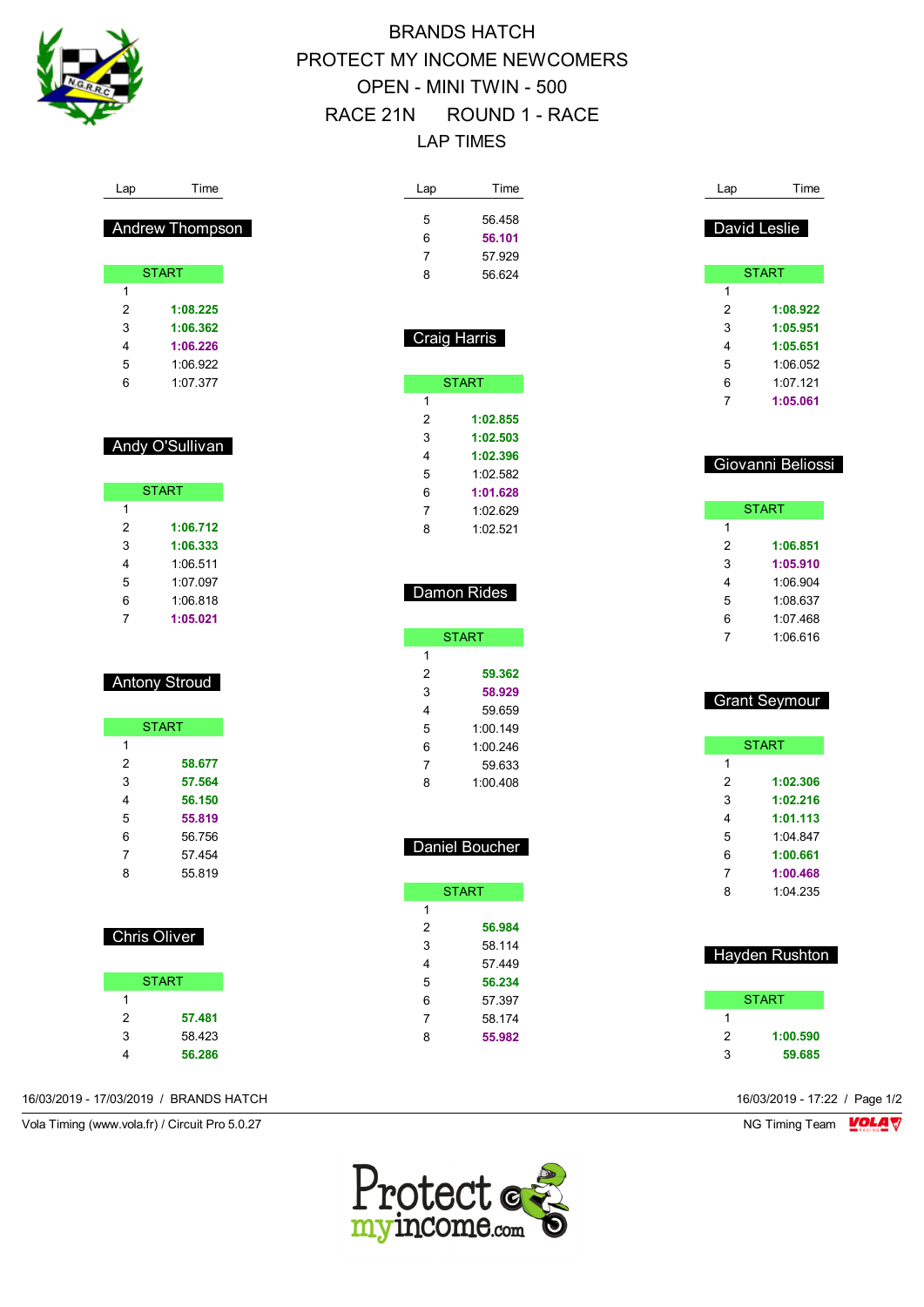# BRANDS HATCH
## PROTECT MY INCOME NEWCOMERS
## OPEN - MINI TWIN - 500
## RACE 21N ROUND 1 - RACE
## LAP TIMES

### Andrew Thompson

| Lap | Time |
|---|---|
| START | |
| 1 | |
| 2 | **1:08.225** |
| 3 | **1:06.362** |
| 4 | **1:06.226** |
| 5 | 1:06.922 |
| 6 | 1:07.377 |

### Andy O'Sullivan

| Lap | Time |
|---|---|
| START | |
| 1 | |
| 2 | **1:06.712** |
| 3 | **1:06.333** |
| 4 | 1:06.511 |
| 5 | 1:07.097 |
| 6 | 1:06.818 |
| 7 | **1:05.021** |

### Antony Stroud

| Lap | Time |
|---|---|
| START | |
| 1 | |
| 2 | **58.677** |
| 3 | **57.564** |
| 4 | **56.150** |
| 5 | **55.819** |
| 6 | 56.756 |
| 7 | 57.454 |
| 8 | 55.819 |

### Chris Oliver

| Lap | Time |
|---|---|
| START | |
| 1 | |
| 2 | **57.481** |
| 3 | 58.423 |
| 4 | **56.286** |
| 5 | 56.458 |
| 6 | **56.101** |
| 7 | 57.929 |
| 8 | 56.624 |

### Craig Harris

| Lap | Time |
|---|---|
| START | |
| 1 | |
| 2 | **1:02.855** |
| 3 | **1:02.503** |
| 4 | **1:02.396** |
| 5 | 1:02.582 |
| 6 | **1:01.628** |
| 7 | 1:02.629 |
| 8 | 1:02.521 |

### Damon Rides

| Lap | Time |
|---|---|
| START | |
| 1 | |
| 2 | **59.362** |
| 3 | **58.929** |
| 4 | 59.659 |
| 5 | 1:00.149 |
| 6 | 1:00.246 |
| 7 | 59.633 |
| 8 | 1:00.408 |

### Daniel Boucher

| Lap | Time |
|---|---|
| START | |
| 1 | |
| 2 | **56.984** |
| 3 | 58.114 |
| 4 | 57.449 |
| 5 | **56.234** |
| 6 | 57.397 |
| 7 | 58.174 |
| 8 | **55.982** |

### David Leslie

| Lap | Time |
|---|---|
| START | |
| 1 | |
| 2 | **1:08.922** |
| 3 | **1:05.951** |
| 4 | **1:05.651** |
| 5 | 1:06.052 |
| 6 | 1:07.121 |
| 7 | **1:05.061** |

### Giovanni Beliossi

| Lap | Time |
|---|---|
| START | |
| 1 | |
| 2 | **1:06.851** |
| 3 | **1:05.910** |
| 4 | 1:06.904 |
| 5 | 1:08.637 |
| 6 | 1:07.468 |
| 7 | 1:06.616 |

### Grant Seymour

| Lap | Time |
|---|---|
| START | |
| 1 | |
| 2 | **1:02.306** |
| 3 | **1:02.216** |
| 4 | **1:01.113** |
| 5 | 1:04.847 |
| 6 | **1:00.661** |
| 7 | **1:00.468** |
| 8 | 1:04.235 |

### Hayden Rushton

| Lap | Time |
|---|---|
| START | |
| 1 | |
| 2 | **1:00.590** |
| 3 | **59.685** |

16/03/2019 - 17/03/2019 / BRANDS HATCH

16/03/2019 - 17:22

Vola Timing (www.vola.fr) / Circuit Pro 5.0.27

NG Timing Team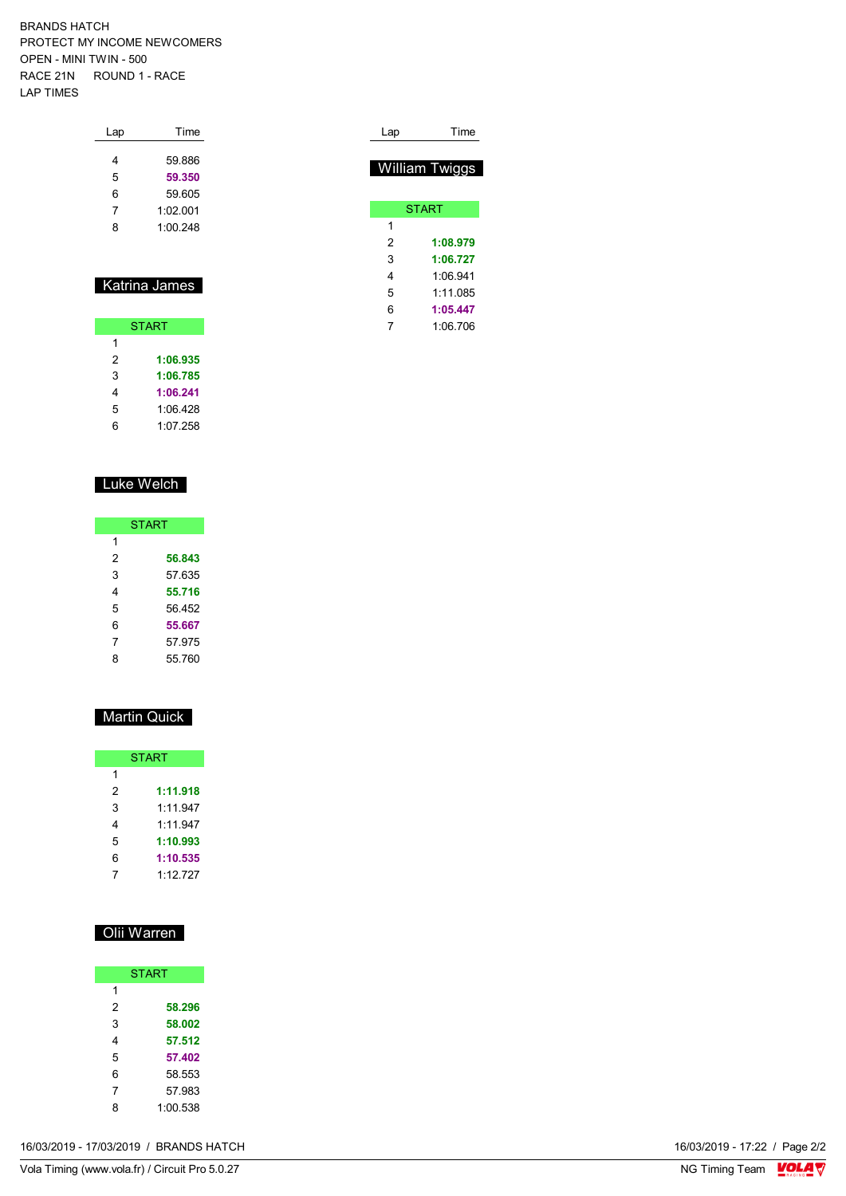BRANDS HATCH
PROTECT MY INCOME NEWCOMERS
OPEN - MINI TWIN - 500
RACE 21N  ROUND 1 - RACE
LAP TIMES

| Lap | Time |
|---|---|
| 4 | 59.886 |
| 5 | **59.350** |
| 6 | 59.605 |
| 7 | 1:02.001 |
| 8 | 1:00.248 |

### Katrina James

| Lap | Time |
|---|---|
| START | |
| 1 | |
| 2 | **1:06.935** |
| 3 | **1:06.785** |
| 4 | **1:06.241** |
| 5 | 1:06.428 |
| 6 | 1:07.258 |

### Luke Welch

| Lap | Time |
|---|---|
| START | |
| 1 | |
| 2 | **56.843** |
| 3 | 57.635 |
| 4 | **55.716** |
| 5 | 56.452 |
| 6 | **55.667** |
| 7 | 57.975 |
| 8 | 55.760 |

### Martin Quick

| Lap | Time |
|---|---|
| START | |
| 1 | |
| 2 | **1:11.918** |
| 3 | 1:11.947 |
| 4 | 1:11.947 |
| 5 | **1:10.993** |
| 6 | **1:10.535** |
| 7 | 1:12.727 |

### Olii Warren

| Lap | Time |
|---|---|
| START | |
| 1 | |
| 2 | **58.296** |
| 3 | **58.002** |
| 4 | **57.512** |
| 5 | **57.402** |
| 6 | 58.553 |
| 7 | 57.983 |
| 8 | 1:00.538 |

### William Twiggs

| Lap | Time |
|---|---|
| START | |
| 1 | |
| 2 | **1:08.979** |
| 3 | **1:06.727** |
| 4 | 1:06.941 |
| 5 | 1:11.085 |
| 6 | **1:05.447** |
| 7 | 1:06.706 |

16/03/2019 - 17/03/2019 / BRANDS HATCH

16/03/2019 - 17:22

Vola Timing (www.vola.fr) / Circuit Pro 5.0.27

NG Timing Team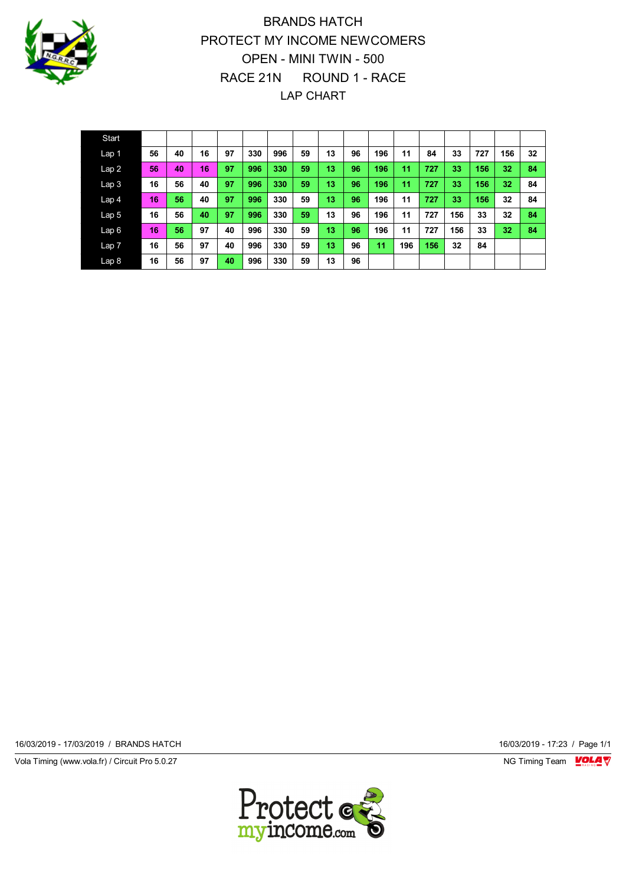# BRANDS HATCH
## PROTECT MY INCOME NEWCOMERS
## OPEN - MINI TWIN - 500
## RACE 21N ROUND 1 - RACE
## LAP CHART

| | | | | | | | | | | | | | | | | |
|---|---|---|---|---|---|---|---|---|---|---|---|---|---|---|---|---|
| Start | | | | | | | | | | | | | | | | |
| Lap 1 | 56 | 40 | 16 | 97 | 330 | 996 | 59 | 13 | 96 | 196 | 11 | 84 | 33 | 727 | 156 | 32 |
| Lap 2 | 56 | 40 | 16 | 97 | 996 | 330 | 59 | 13 | 96 | 196 | 11 | 727 | 33 | 156 | 32 | 84 |
| Lap 3 | 16 | 56 | 40 | 97 | 996 | 330 | 59 | 13 | 96 | 196 | 11 | 727 | 33 | 156 | 32 | 84 |
| Lap 4 | 16 | 56 | 40 | 97 | 996 | 330 | 59 | 13 | 96 | 196 | 11 | 727 | 33 | 156 | 32 | 84 |
| Lap 5 | 16 | 56 | 40 | 97 | 996 | 330 | 59 | 13 | 96 | 196 | 11 | 727 | 156 | 33 | 32 | 84 |
| Lap 6 | 16 | 56 | 97 | 40 | 996 | 330 | 59 | 13 | 96 | 196 | 11 | 727 | 156 | 33 | 32 | 84 |
| Lap 7 | 16 | 56 | 97 | 40 | 996 | 330 | 59 | 13 | 96 | 11 | 196 | 156 | 32 | 84 | | |
| Lap 8 | 16 | 56 | 97 | 40 | 996 | 330 | 59 | 13 | 96 | | | | | | | |

16/03/2019 - 17/03/2019 / BRANDS HATCH

16/03/2019 - 17:23

Vola Timing (www.vola.fr) / Circuit Pro 5.0.27

NG Timing Team